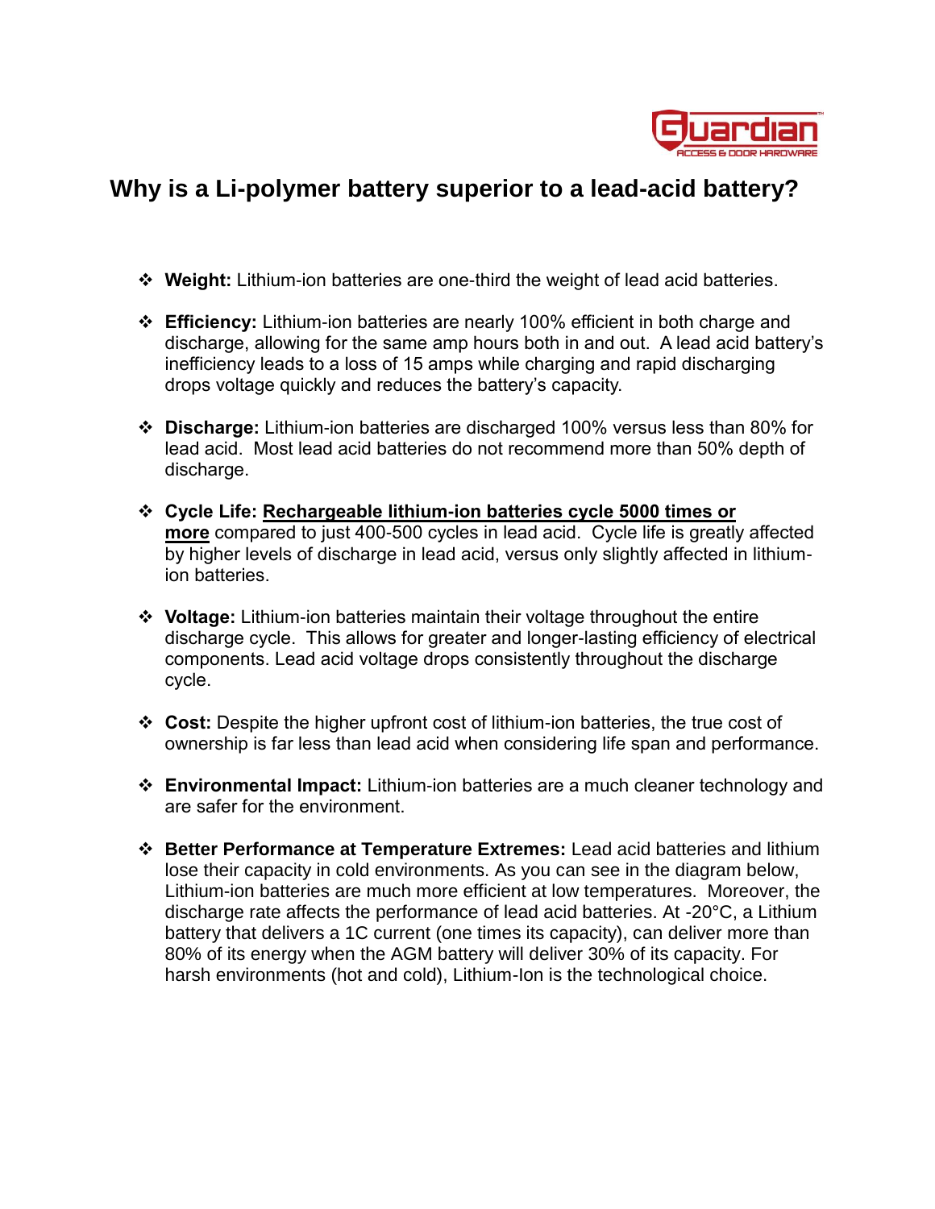# Why is a Li-polymer battery superior to a lead-acid battery?

- **Weight:** Lithium-ion batteries are one-third the weight of lead acid batteries.

- **Efficiency:** Lithium-ion batteries are nearly 100% efficient in both charge and discharge, allowing for the same amp hours both in and out. A lead acid battery's inefficiency leads to a loss of 15 amps while charging and rapid discharging drops voltage quickly and reduces the battery's capacity.

- **Discharge:** Lithium-ion batteries are discharged 100% versus less than 80% for lead acid. Most lead acid batteries do not recommend more than 50% depth of discharge.

- **Cycle Life: Rechargeable lithium-ion batteries cycle 5000 times or more** compared to just 400-500 cycles in lead acid. Cycle life is greatly affected by higher levels of discharge in lead acid, versus only slightly affected in lithium-ion batteries.

- **Voltage:** Lithium-ion batteries maintain their voltage throughout the entire discharge cycle. This allows for greater and longer-lasting efficiency of electrical components. Lead acid voltage drops consistently throughout the discharge cycle.

- **Cost:** Despite the higher upfront cost of lithium-ion batteries, the true cost of ownership is far less than lead acid when considering life span and performance.

- **Environmental Impact:** Lithium-ion batteries are a much cleaner technology and are safer for the environment.

- **Better Performance at Temperature Extremes:** Lead acid batteries and lithium lose their capacity in cold environments. As you can see in the diagram below, Lithium-ion batteries are much more efficient at low temperatures. Moreover, the discharge rate affects the performance of lead acid batteries. At -20°C, a Lithium battery that delivers a 1C current (one times its capacity), can deliver more than 80% of its energy when the AGM battery will deliver 30% of its capacity. For harsh environments (hot and cold), Lithium-Ion is the technological choice.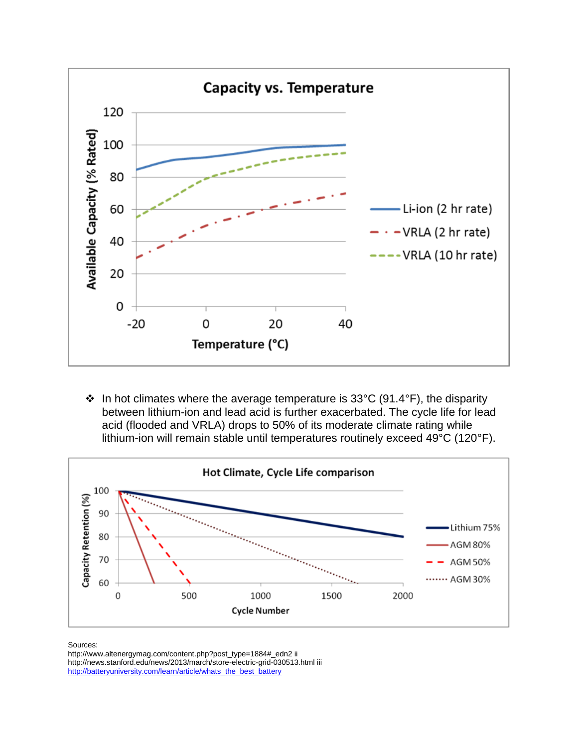Capacity vs. Temperature

Available Capacity (% Rated)

120
100
80
60
40
20
0

-20
0
20
40

Temperature (°C)

Li-ion (2 hr rate)
VRLA (2 hr rate)
VRLA (10 hr rate)

- In hot climates where the average temperature is 33°C (91.4°F), the disparity between lithium-ion and lead acid is further exacerbated. The cycle life for lead acid (flooded and VRLA) drops to 50% of its moderate climate rating while lithium-ion will remain stable until temperatures routinely exceed 49°C (120°F).

Hot Climate, Cycle Life comparison

Capacity Retention (%)

100
90
80
70
60

0
500
1000
1500
2000

Cycle Number

Lithium 75%
AGM 80%
AGM 50%
AGM 30%

Sources:
http://www.altenergymag.com/content.php?post_type=1884#_edn2 ii
http://news.stanford.edu/news/2013/march/store-electric-grid-030513.html iii
[http://batteryuniversity.com/learn/article/whats_the_best_battery](http://batteryuniversity.com/learn/article/whats_the_best_battery)